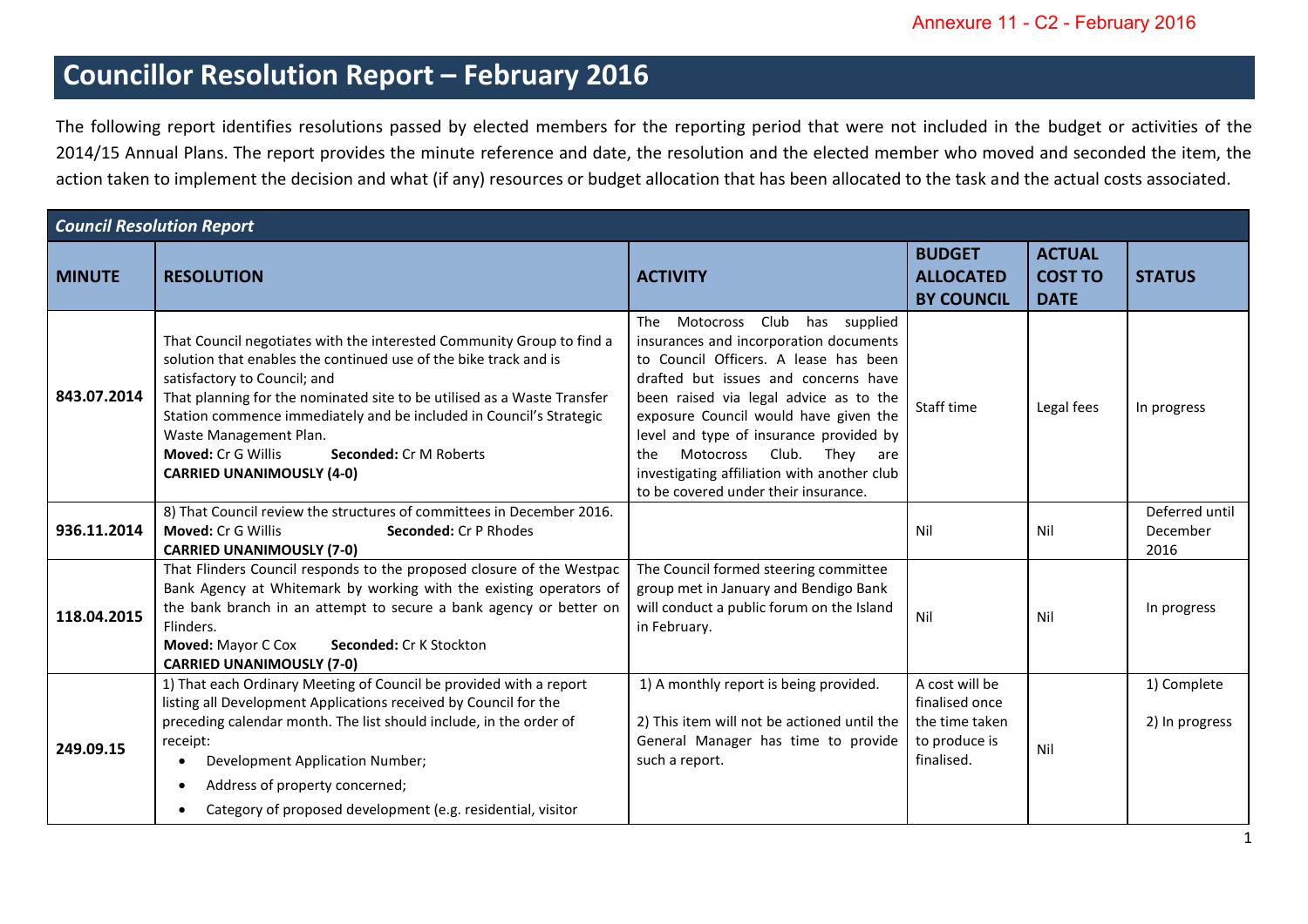Annexure 11 - C2 - February 2016

# Councillor Resolution Report – February 2016

The following report identifies resolutions passed by elected members for the reporting period that were not included in the budget or activities of the 2014/15 Annual Plans. The report provides the minute reference and date, the resolution and the elected member who moved and seconded the item, the action taken to implement the decision and what (if any) resources or budget allocation that has been allocated to the task and the actual costs associated.

| ***Council Resolution Report*** | | | | | |
|---|---|---|---|---|---|
| **MINUTE** | **RESOLUTION** | **ACTIVITY** | **BUDGET ALLOCATED BY COUNCIL** | **ACTUAL COST TO DATE** | **STATUS** |
| **843.07.2014** | That Council negotiates with the interested Community Group to find a solution that enables the continued use of the bike track and is satisfactory to Council; and<br>That planning for the nominated site to be utilised as a Waste Transfer Station commence immediately and be included in Council's Strategic Waste Management Plan.<br>**Moved:** Cr G Willis **Seconded:** Cr M Roberts<br>**CARRIED UNANIMOUSLY (4-0)** | The Motocross Club has supplied insurances and incorporation documents to Council Officers. A lease has been drafted but issues and concerns have been raised via legal advice as to the exposure Council would have given the level and type of insurance provided by the Motocross Club. They are investigating affiliation with another club to be covered under their insurance. | Staff time | Legal fees | In progress |
| **936.11.2014** | 8) That Council review the structures of committees in December 2016.<br>**Moved:** Cr G Willis **Seconded:** Cr P Rhodes<br>**CARRIED UNANIMOUSLY (7-0)** | | Nil | Nil | Deferred until December 2016 |
| **118.04.2015** | That Flinders Council responds to the proposed closure of the Westpac Bank Agency at Whitemark by working with the existing operators of the bank branch in an attempt to secure a bank agency or better on Flinders.<br>**Moved:** Mayor C Cox **Seconded:** Cr K Stockton<br>**CARRIED UNANIMOUSLY (7-0)** | The Council formed steering committee group met in January and Bendigo Bank will conduct a public forum on the Island in February. | Nil | Nil | In progress |
| **249.09.15** | 1) That each Ordinary Meeting of Council be provided with a report listing all Development Applications received by Council for the preceding calendar month. The list should include, in the order of receipt:<br>• Development Application Number;<br>• Address of property concerned;<br>• Category of proposed development (e.g. residential, visitor | 1) A monthly report is being provided.<br><br>2) This item will not be actioned until the General Manager has time to provide such a report. | A cost will be finalised once the time taken to produce is finalised. | Nil | 1) Complete<br><br>2) In progress |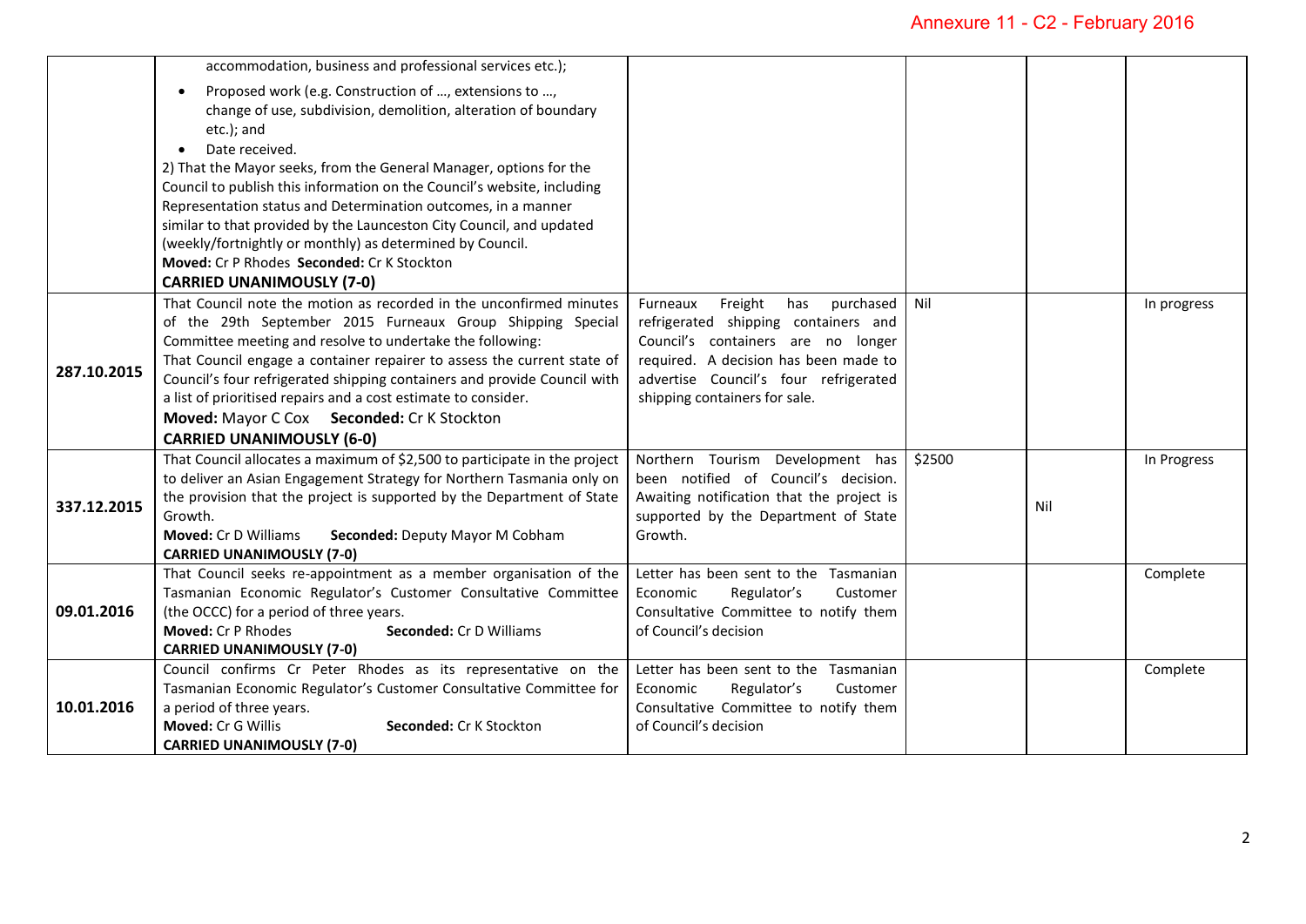| | | | | | |
|---|---|---|---|---|---|
| | accommodation, business and professional services etc.);<br>• Proposed work (e.g. Construction of …, extensions to …, change of use, subdivision, demolition, alteration of boundary etc.); and<br>• Date received.<br>2) That the Mayor seeks, from the General Manager, options for the Council to publish this information on the Council's website, including Representation status and Determination outcomes, in a manner similar to that provided by the Launceston City Council, and updated (weekly/fortnightly or monthly) as determined by Council.<br>**Moved:** Cr P Rhodes **Seconded:** Cr K Stockton<br>**CARRIED UNANIMOUSLY (7-0)** | | | | |
| **287.10.2015** | That Council note the motion as recorded in the unconfirmed minutes of the 29th September 2015 Furneaux Group Shipping Special Committee meeting and resolve to undertake the following:<br>That Council engage a container repairer to assess the current state of Council's four refrigerated shipping containers and provide Council with a list of prioritised repairs and a cost estimate to consider.<br>**Moved:** Mayor C Cox **Seconded:** Cr K Stockton<br>**CARRIED UNANIMOUSLY (6-0)** | Furneaux Freight has purchased refrigerated shipping containers and Council's containers are no longer required. A decision has been made to advertise Council's four refrigerated shipping containers for sale. | Nil | | In progress |
| **337.12.2015** | That Council allocates a maximum of $2,500 to participate in the project to deliver an Asian Engagement Strategy for Northern Tasmania only on the provision that the project is supported by the Department of State Growth.<br>**Moved:** Cr D Williams **Seconded:** Deputy Mayor M Cobham<br>**CARRIED UNANIMOUSLY (7-0)** | Northern Tourism Development has been notified of Council's decision. Awaiting notification that the project is supported by the Department of State Growth. | $2500 | Nil | In Progress |
| **09.01.2016** | That Council seeks re-appointment as a member organisation of the Tasmanian Economic Regulator's Customer Consultative Committee (the OCCC) for a period of three years.<br>**Moved:** Cr P Rhodes **Seconded:** Cr D Williams<br>**CARRIED UNANIMOUSLY (7-0)** | Letter has been sent to the Tasmanian Economic Regulator's Customer Consultative Committee to notify them of Council's decision | | | Complete |
| **10.01.2016** | Council confirms Cr Peter Rhodes as its representative on the Tasmanian Economic Regulator's Customer Consultative Committee for a period of three years.<br>**Moved:** Cr G Willis **Seconded:** Cr K Stockton<br>**CARRIED UNANIMOUSLY (7-0)** | Letter has been sent to the Tasmanian Economic Regulator's Customer Consultative Committee to notify them of Council's decision | | | Complete |